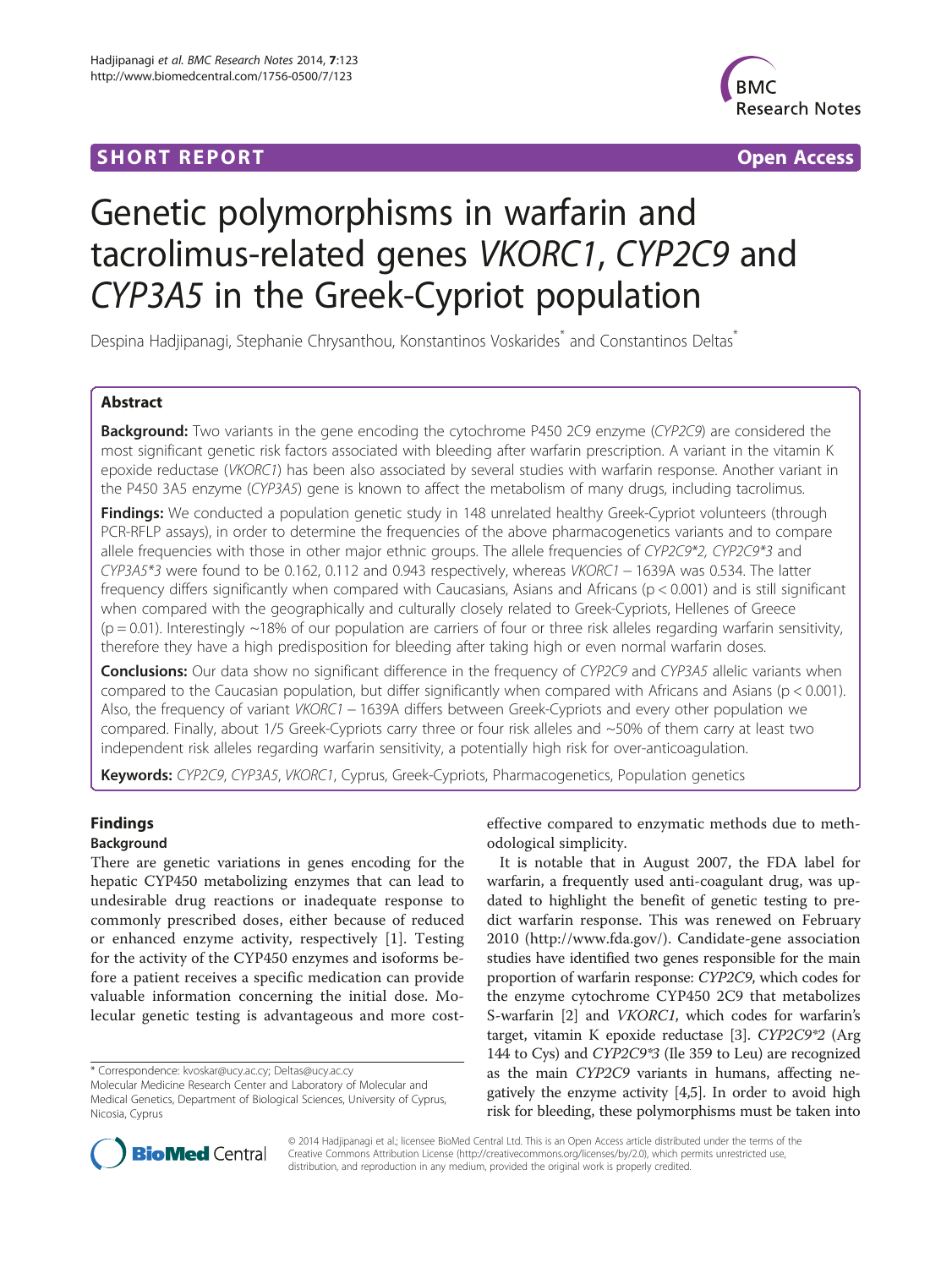SHORT REPORT Open Access

# Genetic polymorphisms in warfarin and tacrolimus-related genes *VKORC1*, *CYP2C9* and *CYP3A5* in the Greek-Cypriot population

Despina Hadjipanagi, Stephanie Chrysanthou, Konstantinos Voskarides* and Constantinos Deltas*

## Abstract

**Background:** Two variants in the gene encoding the cytochrome P450 2C9 enzyme (*CYP2C9*) are considered the most significant genetic risk factors associated with bleeding after warfarin prescription. A variant in the vitamin K epoxide reductase (*VKORC1*) has been also associated by several studies with warfarin response. Another variant in the P450 3A5 enzyme (*CYP3A5*) gene is known to affect the metabolism of many drugs, including tacrolimus.

**Findings:** We conducted a population genetic study in 148 unrelated healthy Greek-Cypriot volunteers (through PCR-RFLP assays), in order to determine the frequencies of the above pharmacogenetics variants and to compare allele frequencies with those in other major ethnic groups. The allele frequencies of *CYP2C9\*2, CYP2C9\*3* and *CYP3A5\*3* were found to be 0.162, 0.112 and 0.943 respectively, whereas *VKORC1* – 1639A was 0.534. The latter frequency differs significantly when compared with Caucasians, Asians and Africans ($p < 0.001$) and is still significant when compared with the geographically and culturally closely related to Greek-Cypriots, Hellenes of Greece ($p = 0.01$). Interestingly ~18% of our population are carriers of four or three risk alleles regarding warfarin sensitivity, therefore they have a high predisposition for bleeding after taking high or even normal warfarin doses.

**Conclusions:** Our data show no significant difference in the frequency of *CYP2C9* and *CYP3A5* allelic variants when compared to the Caucasian population, but differ significantly when compared with Africans and Asians ($p < 0.001$). Also, the frequency of variant *VKORC1* – 1639A differs between Greek-Cypriots and every other population we compared. Finally, about 1/5 Greek-Cypriots carry three or four risk alleles and ~50% of them carry at least two independent risk alleles regarding warfarin sensitivity, a potentially high risk for over-anticoagulation.

**Keywords:** *CYP2C9*, *CYP3A5*, *VKORC1*, Cyprus, Greek-Cypriots, Pharmacogenetics, Population genetics

## Findings

### Background

There are genetic variations in genes encoding for the hepatic CYP450 metabolizing enzymes that can lead to undesirable drug reactions or inadequate response to commonly prescribed doses, either because of reduced or enhanced enzyme activity, respectively [1]. Testing for the activity of the CYP450 enzymes and isoforms before a patient receives a specific medication can provide valuable information concerning the initial dose. Molecular genetic testing is advantageous and more cost-effective compared to enzymatic methods due to methodological simplicity.

It is notable that in August 2007, the FDA label for warfarin, a frequently used anti-coagulant drug, was updated to highlight the benefit of genetic testing to predict warfarin response. This was renewed on February 2010 (http://www.fda.gov/). Candidate-gene association studies have identified two genes responsible for the main proportion of warfarin response: *CYP2C9*, which codes for the enzyme cytochrome CYP450 2C9 that metabolizes S-warfarin [2] and *VKORC1*, which codes for warfarin's target, vitamin K epoxide reductase [3]. *CYP2C9\*2* (Arg 144 to Cys) and *CYP2C9\*3* (Ile 359 to Leu) are recognized as the main *CYP2C9* variants in humans, affecting negatively the enzyme activity [4,5]. In order to avoid high risk for bleeding, these polymorphisms must be taken into

\* Correspondence: kvoskar@ucy.ac.cy; Deltas@ucy.ac.cy
Molecular Medicine Research Center and Laboratory of Molecular and Medical Genetics, Department of Biological Sciences, University of Cyprus, Nicosia, Cyprus

© 2014 Hadjipanagi et al.; licensee BioMed Central Ltd. This is an Open Access article distributed under the terms of the Creative Commons Attribution License (http://creativecommons.org/licenses/by/2.0), which permits unrestricted use, distribution, and reproduction in any medium, provided the original work is properly credited.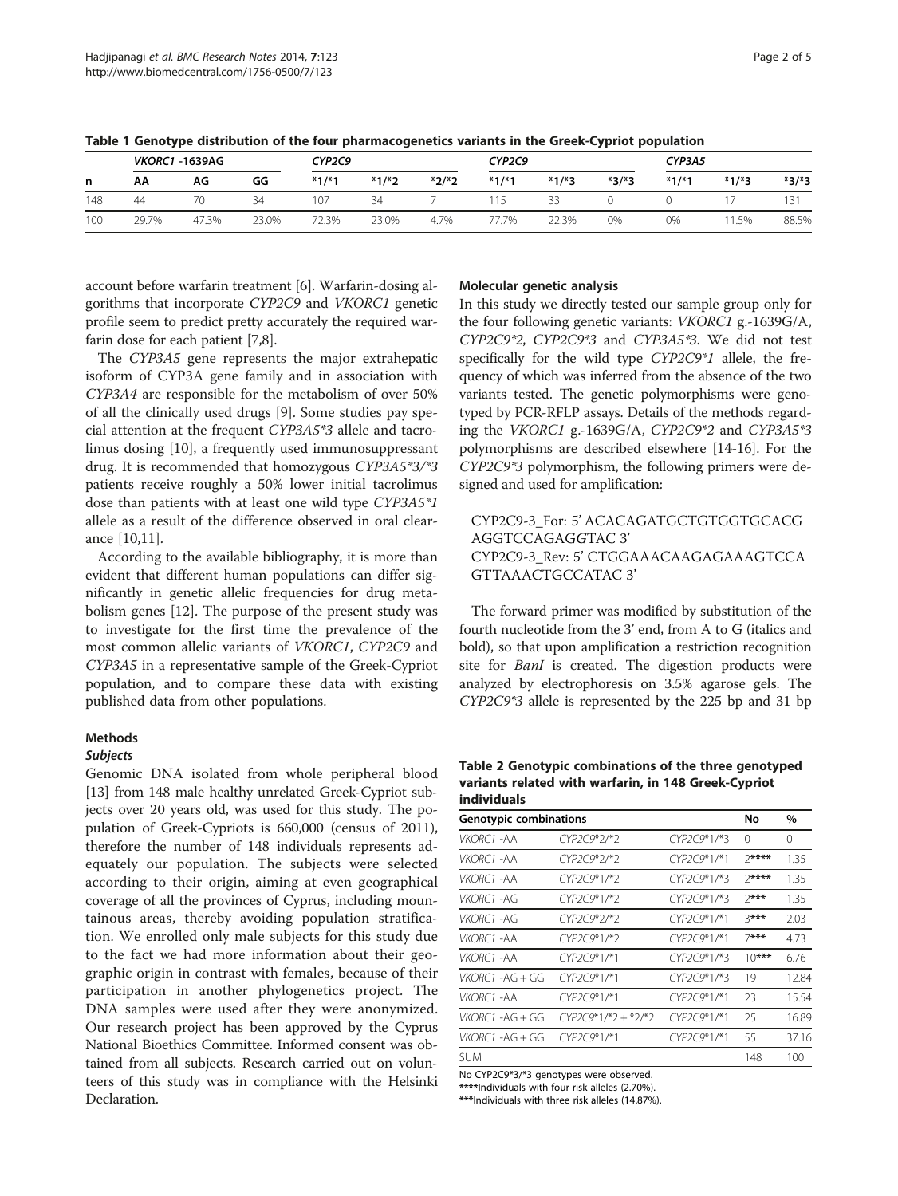**Table 1 Genotype distribution of the four pharmacogenetics variants in the Greek-Cypriot population**

| | *VKORC1* -1639AG | | | *CYP2C9* | | | *CYP2C9* | | | *CYP3A5* | | |
|---|---|---|---|---|---|---|---|---|---|---|---|---|
| n | AA | AG | GG | *1/*1 | *1/*2 | *2/*2 | *1/*1 | *1/*3 | *3/*3 | *1/*1 | *1/*3 | *3/*3 |
| 148 | 44 | 70 | 34 | 107 | 34 | 7 | 115 | 33 | 0 | 0 | 17 | 131 |
| 100 | 29.7% | 47.3% | 23.0% | 72.3% | 23.0% | 4.7% | 77.7% | 22.3% | 0% | 0% | 11.5% | 88.5% |

account before warfarin treatment [6]. Warfarin-dosing algorithms that incorporate *CYP2C9* and *VKORC1* genetic profile seem to predict pretty accurately the required warfarin dose for each patient [7,8].

The *CYP3A5* gene represents the major extrahepatic isoform of CYP3A gene family and in association with *CYP3A4* are responsible for the metabolism of over 50% of all the clinically used drugs [9]. Some studies pay special attention at the frequent *CYP3A5*3* allele and tacrolimus dosing [10], a frequently used immunosuppressant drug. It is recommended that homozygous *CYP3A5*3/*3* patients receive roughly a 50% lower initial tacrolimus dose than patients with at least one wild type *CYP3A5*1* allele as a result of the difference observed in oral clearance [10,11].

According to the available bibliography, it is more than evident that different human populations can differ significantly in genetic allelic frequencies for drug metabolism genes [12]. The purpose of the present study was to investigate for the first time the prevalence of the most common allelic variants of *VKORC1*, *CYP2C9* and *CYP3A5* in a representative sample of the Greek-Cypriot population, and to compare these data with existing published data from other populations.

## Methods

### Subjects

Genomic DNA isolated from whole peripheral blood [13] from 148 male healthy unrelated Greek-Cypriot subjects over 20 years old, was used for this study. The population of Greek-Cypriots is 660,000 (census of 2011), therefore the number of 148 individuals represents adequately our population. The subjects were selected according to their origin, aiming at even geographical coverage of all the provinces of Cyprus, including mountainous areas, thereby avoiding population stratification. We enrolled only male subjects for this study due to the fact we had more information about their geographic origin in contrast with females, because of their participation in another phylogenetics project. The DNA samples were used after they were anonymized. Our research project has been approved by the Cyprus National Bioethics Committee. Informed consent was obtained from all subjects. Research carried out on volunteers of this study was in compliance with the Helsinki Declaration.

### Molecular genetic analysis

In this study we directly tested our sample group only for the four following genetic variants: *VKORC1* g.-1639G/A, *CYP2C9*2*, *CYP2C9*3* and *CYP3A5*3*. We did not test specifically for the wild type *CYP2C9*1* allele, the frequency of which was inferred from the absence of the two variants tested. The genetic polymorphisms were genotyped by PCR-RFLP assays. Details of the methods regarding the *VKORC1* g.-1639G/A, *CYP2C9*2* and *CYP3A5*3* polymorphisms are described elsewhere [14-16]. For the *CYP2C9*3* polymorphism, the following primers were designed and used for amplification:

CYP2C9-3_For: 5' ACACAGATGCTGTGGTGCACGAGGTCCAGAG***G***TAC 3'
CYP2C9-3_Rev: 5' CTGGAAACAAGAGAAAGTCCAGTTAAACTGCCATAC 3'

The forward primer was modified by substitution of the fourth nucleotide from the 3' end, from A to G (italics and bold), so that upon amplification a restriction recognition site for *BanI* is created. The digestion products were analyzed by electrophoresis on 3.5% agarose gels. The *CYP2C9*3* allele is represented by the 225 bp and 31 bp

**Table 2 Genotypic combinations of the three genotyped variants related with warfarin, in 148 Greek-Cypriot individuals**

| Genotypic combinations | | | No | % |
|---|---|---|---|---|
| *VKORC1* -AA | *CYP2C9*2/*2* | *CYP2C9*1/*3* | 0 | 0 |
| *VKORC1* -AA | *CYP2C9*2/*2* | *CYP2C9*1/*1* | 2**** | 1.35 |
| *VKORC1* -AA | *CYP2C9*1/*2* | *CYP2C9*1/*3* | 2**** | 1.35 |
| *VKORC1* -AG | *CYP2C9*1/*2* | *CYP2C9*1/*3* | 2*** | 1.35 |
| *VKORC1* -AG | *CYP2C9*2/*2* | *CYP2C9*1/*1* | 3*** | 2.03 |
| *VKORC1* -AA | *CYP2C9*1/*2* | *CYP2C9*1/*1* | 7*** | 4.73 |
| *VKORC1* -AA | *CYP2C9*1/*1* | *CYP2C9*1/*3* | 10*** | 6.76 |
| *VKORC1* -AG + GG | *CYP2C9*1/*1* | *CYP2C9*1/*3* | 19 | 12.84 |
| *VKORC1* -AA | *CYP2C9*1/*1* | *CYP2C9*1/*1* | 23 | 15.54 |
| *VKORC1* -AG + GG | *CYP2C9*1/*2 + *2/*2* | *CYP2C9*1/*1* | 25 | 16.89 |
| *VKORC1* -AG + GG | *CYP2C9*1/*1* | *CYP2C9*1/*1* | 55 | 37.16 |
| SUM | | | 148 | 100 |

No CYP2C9*3/*3 genotypes were observed.
****Individuals with four risk alleles (2.70%).
***Individuals with three risk alleles (14.87%).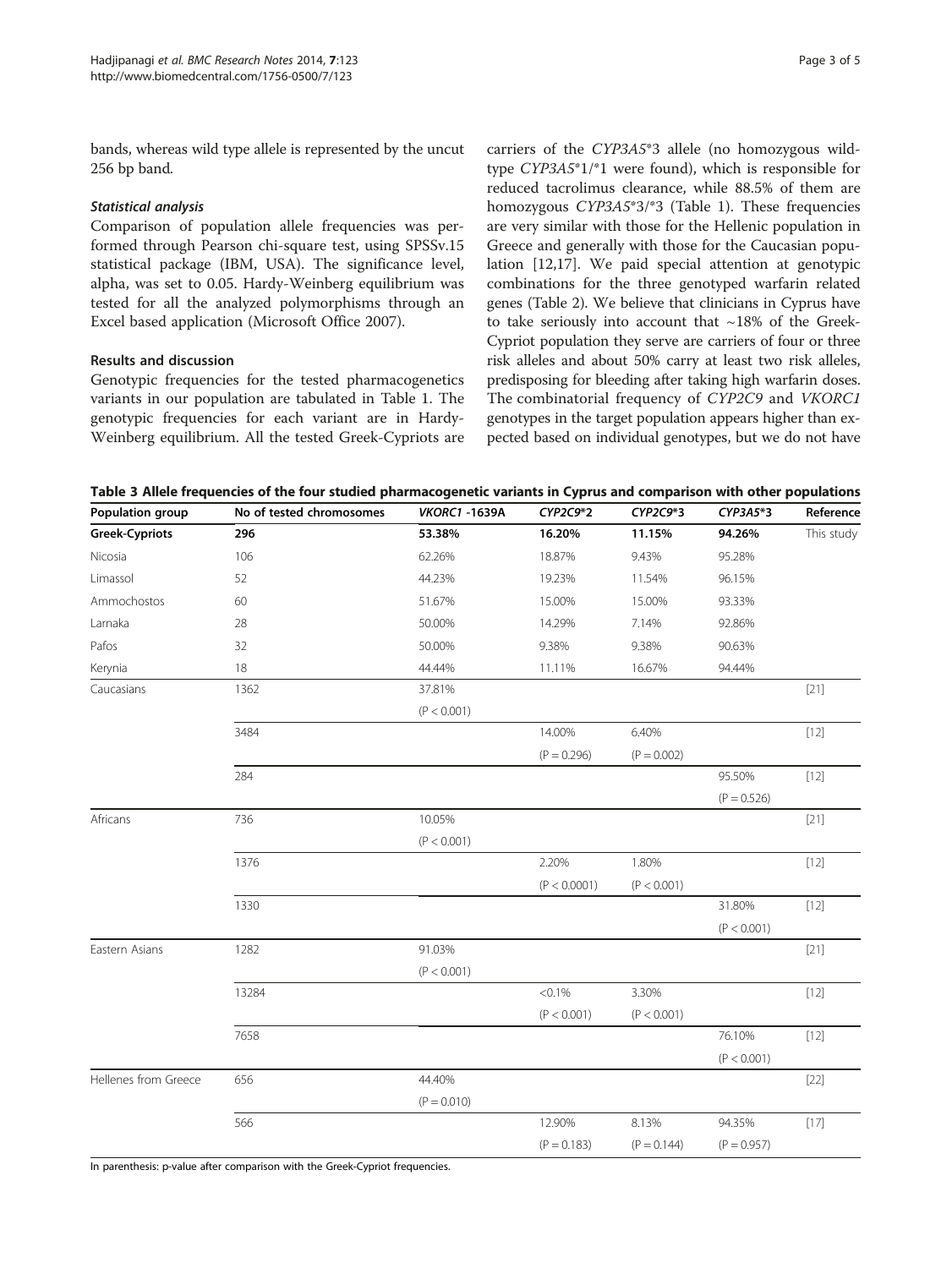bands, whereas wild type allele is represented by the uncut 256 bp band.

### *Statistical analysis*

Comparison of population allele frequencies was performed through Pearson chi-square test, using SPSSv.15 statistical package (IBM, USA). The significance level, alpha, was set to 0.05. Hardy-Weinberg equilibrium was tested for all the analyzed polymorphisms through an Excel based application (Microsoft Office 2007).

## Results and discussion

Genotypic frequencies for the tested pharmacogenetics variants in our population are tabulated in Table 1. The genotypic frequencies for each variant are in Hardy-Weinberg equilibrium. All the tested Greek-Cypriots are carriers of the *CYP3A5*\*3 allele (no homozygous wild-type *CYP3A5*\*1/\*1 were found), which is responsible for reduced tacrolimus clearance, while 88.5% of them are homozygous *CYP3A5*\*3/\*3 (Table 1). These frequencies are very similar with those for the Hellenic population in Greece and generally with those for the Caucasian population [12,17]. We paid special attention at genotypic combinations for the three genotyped warfarin related genes (Table 2). We believe that clinicians in Cyprus have to take seriously into account that ~18% of the Greek-Cypriot population they serve are carriers of four or three risk alleles and about 50% carry at least two risk alleles, predisposing for bleeding after taking high warfarin doses. The combinatorial frequency of *CYP2C9* and *VKORC1* genotypes in the target population appears higher than expected based on individual genotypes, but we do not have

**Table 3 Allele frequencies of the four studied pharmacogenetic variants in Cyprus and comparison with other populations**

| Population group | No of tested chromosomes | *VKORC1* -1639A | *CYP2C9*\*2 | *CYP2C9*\*3 | *CYP3A5*\*3 | Reference |
|---|---|---|---|---|---|---|
| **Greek-Cypriots** | **296** | **53.38%** | **16.20%** | **11.15%** | **94.26%** | This study |
| Nicosia | 106 | 62.26% | 18.87% | 9.43% | 95.28% | |
| Limassol | 52 | 44.23% | 19.23% | 11.54% | 96.15% | |
| Ammochostos | 60 | 51.67% | 15.00% | 15.00% | 93.33% | |
| Larnaka | 28 | 50.00% | 14.29% | 7.14% | 92.86% | |
| Pafos | 32 | 50.00% | 9.38% | 9.38% | 90.63% | |
| Kerynia | 18 | 44.44% | 11.11% | 16.67% | 94.44% | |
| Caucasians | 1362 | 37.81% | | | | [21] |
| | | (P < 0.001) | | | | |
| | 3484 | | 14.00% | 6.40% | | [12] |
| | | | (P = 0.296) | (P = 0.002) | | |
| | 284 | | | | 95.50% | [12] |
| | | | | | (P = 0.526) | |
| Africans | 736 | 10.05% | | | | [21] |
| | | (P < 0.001) | | | | |
| | 1376 | | 2.20% | 1.80% | | [12] |
| | | | (P < 0.0001) | (P < 0.001) | | |
| | 1330 | | | | 31.80% | [12] |
| | | | | | (P < 0.001) | |
| Eastern Asians | 1282 | 91.03% | | | | [21] |
| | | (P < 0.001) | | | | |
| | 13284 | | <0.1% | 3.30% | | [12] |
| | | | (P < 0.001) | (P < 0.001) | | |
| | 7658 | | | | 76.10% | [12] |
| | | | | | (P < 0.001) | |
| Hellenes from Greece | 656 | 44.40% | | | | [22] |
| | | (P = 0.010) | | | | |
| | 566 | | 12.90% | 8.13% | 94.35% | [17] |
| | | | (P = 0.183) | (P = 0.144) | (P = 0.957) | |

In parenthesis: p-value after comparison with the Greek-Cypriot frequencies.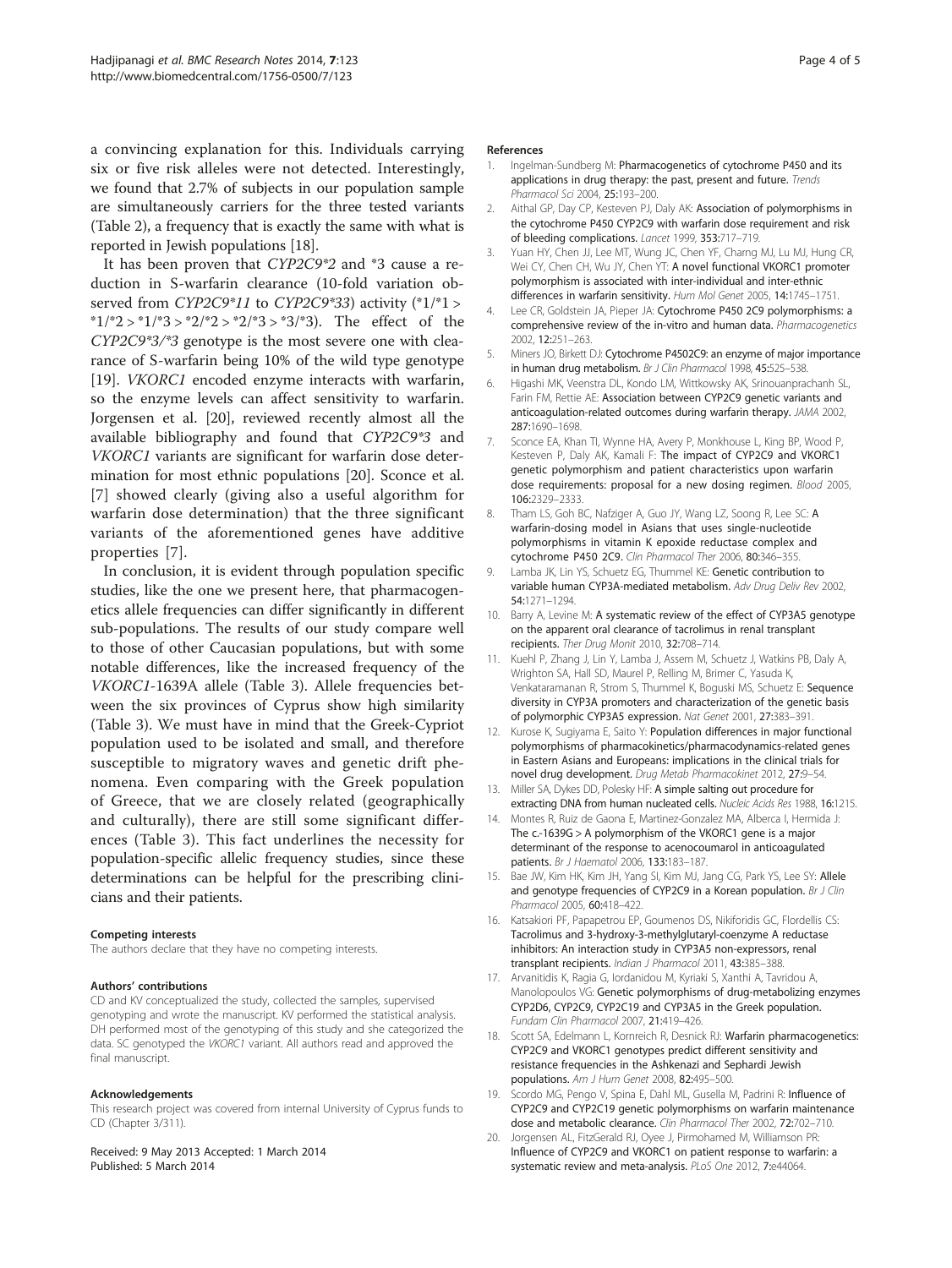a convincing explanation for this. Individuals carrying six or five risk alleles were not detected. Interestingly, we found that 2.7% of subjects in our population sample are simultaneously carriers for the three tested variants (Table 2), a frequency that is exactly the same with what is reported in Jewish populations [18].

It has been proven that *CYP2C9*2* and *3 cause a reduction in S-warfarin clearance (10-fold variation observed from *CYP2C9*11* to *CYP2C9*33*) activity (*1/*1 > *1/*2 > *1/*3 > *2/*2 > *2/*3 > *3/*3). The effect of the *CYP2C9*3/*3* genotype is the most severe one with clearance of S-warfarin being 10% of the wild type genotype [19]. *VKORC1* encoded enzyme interacts with warfarin, so the enzyme levels can affect sensitivity to warfarin. Jorgensen et al. [20], reviewed recently almost all the available bibliography and found that *CYP2C9*3* and *VKORC1* variants are significant for warfarin dose determination for most ethnic populations [20]. Sconce et al. [7] showed clearly (giving also a useful algorithm for warfarin dose determination) that the three significant variants of the aforementioned genes have additive properties [7].

In conclusion, it is evident through population specific studies, like the one we present here, that pharmacogenetics allele frequencies can differ significantly in different sub-populations. The results of our study compare well to those of other Caucasian populations, but with some notable differences, like the increased frequency of the *VKORC1*-1639A allele (Table 3). Allele frequencies between the six provinces of Cyprus show high similarity (Table 3). We must have in mind that the Greek-Cypriot population used to be isolated and small, and therefore susceptible to migratory waves and genetic drift phenomena. Even comparing with the Greek population of Greece, that we are closely related (geographically and culturally), there are still some significant differences (Table 3). This fact underlines the necessity for population-specific allelic frequency studies, since these determinations can be helpful for the prescribing clinicians and their patients.

#### Competing interests

The authors declare that they have no competing interests.

#### Authors' contributions

CD and KV conceptualized the study, collected the samples, supervised genotyping and wrote the manuscript. KV performed the statistical analysis. DH performed most of the genotyping of this study and she categorized the data. SC genotyped the *VKORC1* variant. All authors read and approved the final manuscript.

#### Acknowledgements

This research project was covered from internal University of Cyprus funds to CD (Chapter 3/311).

Received: 9 May 2013 Accepted: 1 March 2014
Published: 5 March 2014

#### References

1. Ingelman-Sundberg M: **Pharmacogenetics of cytochrome P450 and its applications in drug therapy: the past, present and future.** *Trends Pharmacol Sci* 2004, **25:**193–200.
2. Aithal GP, Day CP, Kesteven PJ, Daly AK: **Association of polymorphisms in the cytochrome P450 CYP2C9 with warfarin dose requirement and risk of bleeding complications.** *Lancet* 1999, **353:**717–719.
3. Yuan HY, Chen JJ, Lee MT, Wung JC, Chen YF, Charng MJ, Lu MJ, Hung CR, Wei CY, Chen CH, Wu JY, Chen YT: **A novel functional VKORC1 promoter polymorphism is associated with inter-individual and inter-ethnic differences in warfarin sensitivity.** *Hum Mol Genet* 2005, **14:**1745–1751.
4. Lee CR, Goldstein JA, Pieper JA: **Cytochrome P450 2C9 polymorphisms: a comprehensive review of the in-vitro and human data.** *Pharmacogenetics* 2002, **12:**251–263.
5. Miners JO, Birkett DJ: **Cytochrome P4502C9: an enzyme of major importance in human drug metabolism.** *Br J Clin Pharmacol* 1998, **45:**525–538.
6. Higashi MK, Veenstra DL, Kondo LM, Wittkowsky AK, Srinouanprachanh SL, Farin FM, Rettie AE: **Association between CYP2C9 genetic variants and anticoagulation-related outcomes during warfarin therapy.** *JAMA* 2002, **287:**1690–1698.
7. Sconce EA, Khan TI, Wynne HA, Avery P, Monkhouse L, King BP, Wood P, Kesteven P, Daly AK, Kamali F: **The impact of CYP2C9 and VKORC1 genetic polymorphism and patient characteristics upon warfarin dose requirements: proposal for a new dosing regimen.** *Blood* 2005, **106:**2329–2333.
8. Tham LS, Goh BC, Nafziger A, Guo JY, Wang LZ, Soong R, Lee SC: **A warfarin-dosing model in Asians that uses single-nucleotide polymorphisms in vitamin K epoxide reductase complex and cytochrome P450 2C9.** *Clin Pharmacol Ther* 2006, **80:**346–355.
9. Lamba JK, Lin YS, Schuetz EG, Thummel KE: **Genetic contribution to variable human CYP3A-mediated metabolism.** *Adv Drug Deliv Rev* 2002, **54:**1271–1294.
10. Barry A, Levine M: **A systematic review of the effect of CYP3A5 genotype on the apparent oral clearance of tacrolimus in renal transplant recipients.** *Ther Drug Monit* 2010, **32:**708–714.
11. Kuehl P, Zhang J, Lin Y, Lamba J, Assem M, Schuetz J, Watkins PB, Daly A, Wrighton SA, Hall SD, Maurel P, Relling M, Brimer C, Yasuda K, Venkataramanan R, Strom S, Thummel K, Boguski MS, Schuetz E: **Sequence diversity in CYP3A promoters and characterization of the genetic basis of polymorphic CYP3A5 expression.** *Nat Genet* 2001, **27:**383–391.
12. Kurose K, Sugiyama E, Saito Y: **Population differences in major functional polymorphisms of pharmacokinetics/pharmacodynamics-related genes in Eastern Asians and Europeans: implications in the clinical trials for novel drug development.** *Drug Metab Pharmacokinet* 2012, **27:**9–54.
13. Miller SA, Dykes DD, Polesky HF: **A simple salting out procedure for extracting DNA from human nucleated cells.** *Nucleic Acids Res* 1988, **16:**1215.
14. Montes R, Ruiz de Gaona E, Martinez-Gonzalez MA, Alberca I, Hermida J: **The c.-1639G > A polymorphism of the VKORC1 gene is a major determinant of the response to acenocoumarol in anticoagulated patients.** *Br J Haematol* 2006, **133:**183–187.
15. Bae JW, Kim HK, Kim JH, Yang SI, Kim MJ, Jang CG, Park YS, Lee SY: **Allele and genotype frequencies of CYP2C9 in a Korean population.** *Br J Clin Pharmacol* 2005, **60:**418–422.
16. Katsakiori PF, Papapetrou EP, Goumenos DS, Nikiforidis GC, Flordellis CS: **Tacrolimus and 3-hydroxy-3-methylglutaryl-coenzyme A reductase inhibitors: An interaction study in CYP3A5 non-expressors, renal transplant recipients.** *Indian J Pharmacol* 2011, **43:**385–388.
17. Arvanitidis K, Ragia G, Iordanidou M, Kyriaki S, Xanthi A, Tavridou A, Manolopoulos VG: **Genetic polymorphisms of drug-metabolizing enzymes CYP2D6, CYP2C9, CYP2C19 and CYP3A5 in the Greek population.** *Fundam Clin Pharmacol* 2007, **21:**419–426.
18. Scott SA, Edelmann L, Kornreich R, Desnick RJ: **Warfarin pharmacogenetics: CYP2C9 and VKORC1 genotypes predict different sensitivity and resistance frequencies in the Ashkenazi and Sephardi Jewish populations.** *Am J Hum Genet* 2008, **82:**495–500.
19. Scordo MG, Pengo V, Spina E, Dahl ML, Gusella M, Padrini R: **Influence of CYP2C9 and CYP2C19 genetic polymorphisms on warfarin maintenance dose and metabolic clearance.** *Clin Pharmacol Ther* 2002, **72:**702–710.
20. Jorgensen AL, FitzGerald RJ, Oyee J, Pirmohamed M, Williamson PR: **Influence of CYP2C9 and VKORC1 on patient response to warfarin: a systematic review and meta-analysis.** *PLoS One* 2012, **7:**e44064.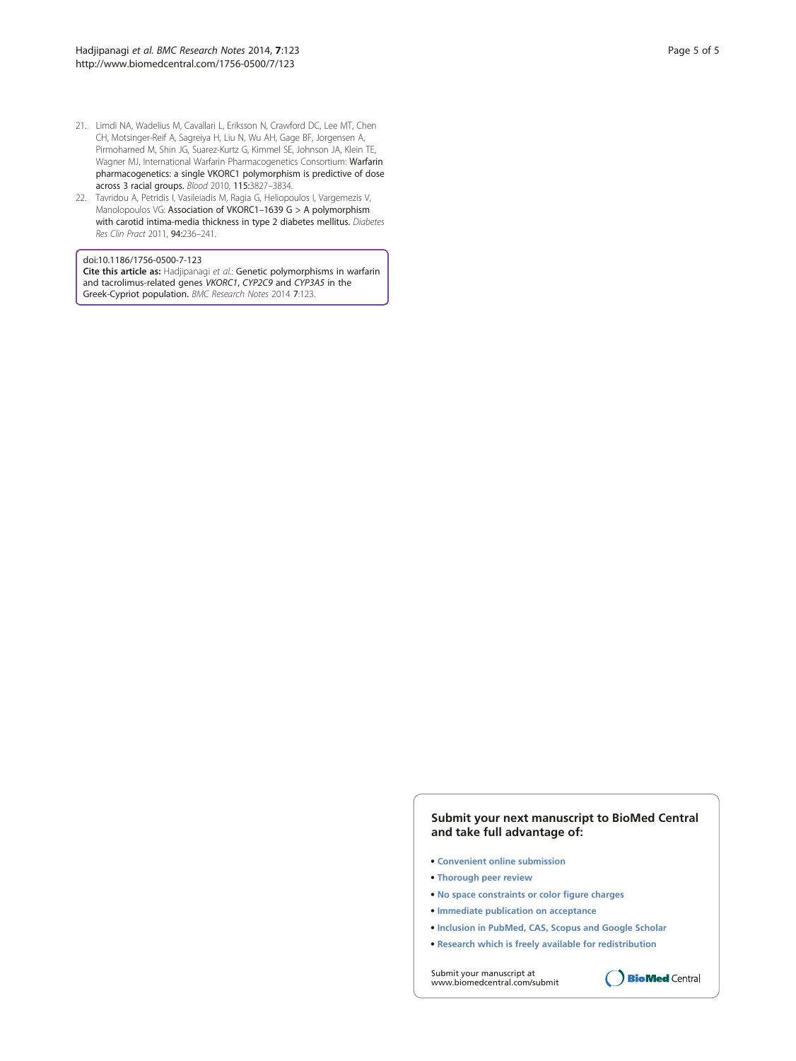21. Limdi NA, Wadelius M, Cavallari L, Eriksson N, Crawford DC, Lee MT, Chen CH, Motsinger-Reif A, Sagreiya H, Liu N, Wu AH, Gage BF, Jorgensen A, Pirmohamed M, Shin JG, Suarez-Kurtz G, Kimmel SE, Johnson JA, Klein TE, Wagner MJ, International Warfarin Pharmacogenetics Consortium: **Warfarin pharmacogenetics: a single VKORC1 polymorphism is predictive of dose across 3 racial groups.** *Blood* 2010, **115:**3827–3834.
22. Tavridou A, Petridis I, Vasileiadis M, Ragia G, Heliopoulos I, Vargemezis V, Manolopoulos VG: **Association of VKORC1–1639 G > A polymorphism with carotid intima-media thickness in type 2 diabetes mellitus.** *Diabetes Res Clin Pract* 2011, **94:**236–241.

doi:10.1186/1756-0500-7-123
**Cite this article as:** Hadjipanagi *et al.*: Genetic polymorphisms in warfarin and tacrolimus-related genes *VKORC1*, *CYP2C9* and *CYP3A5* in the Greek-Cypriot population. *BMC Research Notes* 2014 **7**:123.

**Submit your next manuscript to BioMed Central and take full advantage of:**

- **Convenient online submission**
- **Thorough peer review**
- **No space constraints or color figure charges**
- **Immediate publication on acceptance**
- **Inclusion in PubMed, CAS, Scopus and Google Scholar**
- **Research which is freely available for redistribution**

Submit your manuscript at
www.biomedcentral.com/submit

BioMed Central